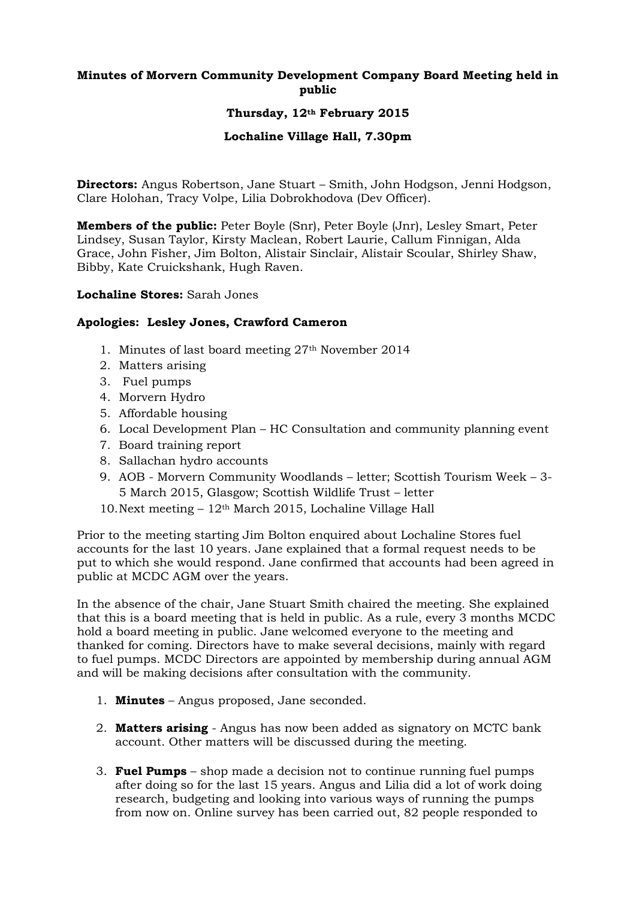**Minutes of Morvern Community Development Company Board Meeting held in public**

**Thursday, 12th February 2015**

**Lochaline Village Hall, 7.30pm**

**Directors:** Angus Robertson, Jane Stuart – Smith, John Hodgson, Jenni Hodgson, Clare Holohan, Tracy Volpe, Lilia Dobrokhodova (Dev Officer).

**Members of the public:** Peter Boyle (Snr), Peter Boyle (Jnr), Lesley Smart, Peter Lindsey, Susan Taylor, Kirsty Maclean, Robert Laurie, Callum Finnigan, Alda Grace, John Fisher, Jim Bolton, Alistair Sinclair, Alistair Scoular, Shirley Shaw, Bibby, Kate Cruickshank, Hugh Raven.

**Lochaline Stores:** Sarah Jones

**Apologies: Lesley Jones, Crawford Cameron**

1. Minutes of last board meeting 27th November 2014
2. Matters arising
3. Fuel pumps
4. Morvern Hydro
5. Affordable housing
6. Local Development Plan – HC Consultation and community planning event
7. Board training report
8. Sallachan hydro accounts
9. AOB - Morvern Community Woodlands – letter; Scottish Tourism Week – 3-5 March 2015, Glasgow; Scottish Wildlife Trust – letter
10. Next meeting – 12th March 2015, Lochaline Village Hall

Prior to the meeting starting Jim Bolton enquired about Lochaline Stores fuel accounts for the last 10 years. Jane explained that a formal request needs to be put to which she would respond. Jane confirmed that accounts had been agreed in public at MCDC AGM over the years.

In the absence of the chair, Jane Stuart Smith chaired the meeting. She explained that this is a board meeting that is held in public. As a rule, every 3 months MCDC hold a board meeting in public. Jane welcomed everyone to the meeting and thanked for coming. Directors have to make several decisions, mainly with regard to fuel pumps. MCDC Directors are appointed by membership during annual AGM and will be making decisions after consultation with the community.

1. **Minutes** – Angus proposed, Jane seconded.

2. **Matters arising** - Angus has now been added as signatory on MCTC bank account. Other matters will be discussed during the meeting.

3. **Fuel Pumps** – shop made a decision not to continue running fuel pumps after doing so for the last 15 years. Angus and Lilia did a lot of work doing research, budgeting and looking into various ways of running the pumps from now on. Online survey has been carried out, 82 people responded to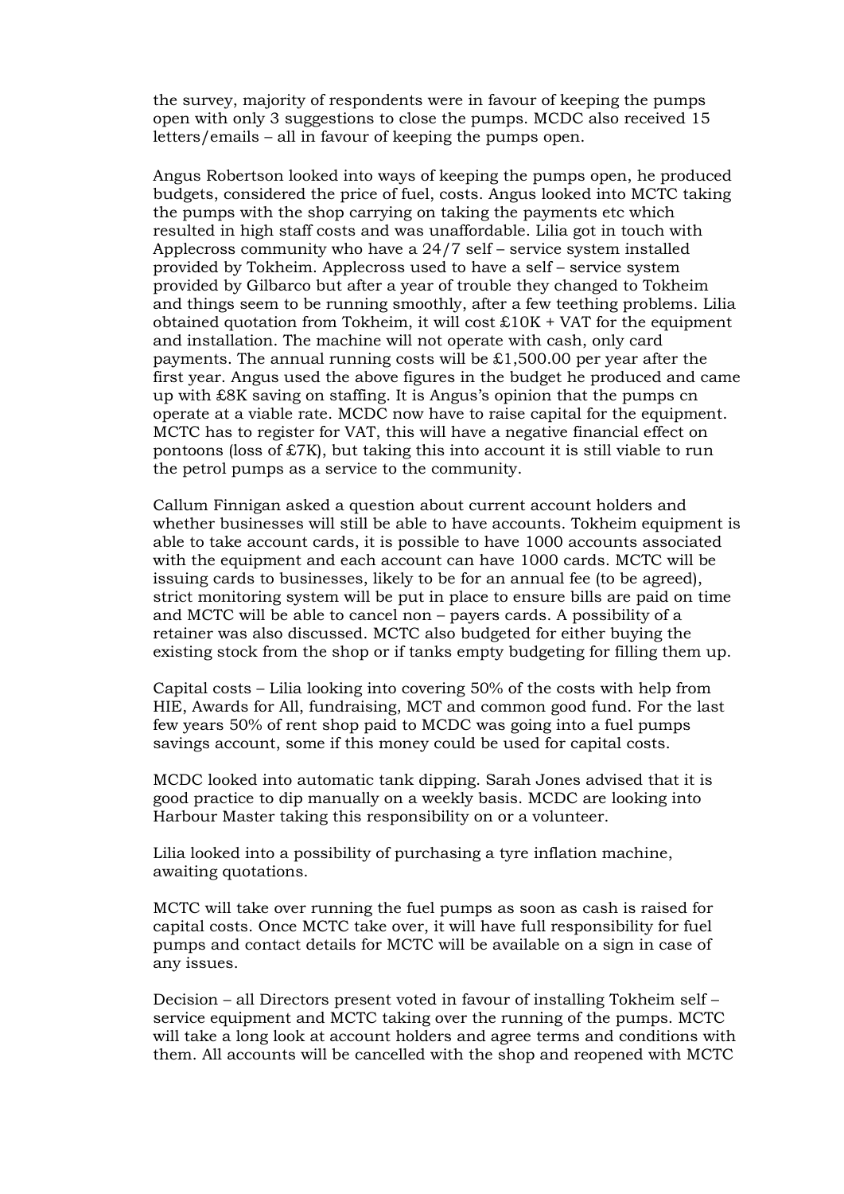the survey, majority of respondents were in favour of keeping the pumps open with only 3 suggestions to close the pumps. MCDC also received 15 letters/emails – all in favour of keeping the pumps open.

Angus Robertson looked into ways of keeping the pumps open, he produced budgets, considered the price of fuel, costs. Angus looked into MCTC taking the pumps with the shop carrying on taking the payments etc which resulted in high staff costs and was unaffordable. Lilia got in touch with Applecross community who have a 24/7 self – service system installed provided by Tokheim. Applecross used to have a self – service system provided by Gilbarco but after a year of trouble they changed to Tokheim and things seem to be running smoothly, after a few teething problems. Lilia obtained quotation from Tokheim, it will cost £10K + VAT for the equipment and installation. The machine will not operate with cash, only card payments. The annual running costs will be £1,500.00 per year after the first year. Angus used the above figures in the budget he produced and came up with £8K saving on staffing. It is Angus's opinion that the pumps cn operate at a viable rate. MCDC now have to raise capital for the equipment. MCTC has to register for VAT, this will have a negative financial effect on pontoons (loss of £7K), but taking this into account it is still viable to run the petrol pumps as a service to the community.

Callum Finnigan asked a question about current account holders and whether businesses will still be able to have accounts. Tokheim equipment is able to take account cards, it is possible to have 1000 accounts associated with the equipment and each account can have 1000 cards. MCTC will be issuing cards to businesses, likely to be for an annual fee (to be agreed), strict monitoring system will be put in place to ensure bills are paid on time and MCTC will be able to cancel non – payers cards. A possibility of a retainer was also discussed. MCTC also budgeted for either buying the existing stock from the shop or if tanks empty budgeting for filling them up.

Capital costs – Lilia looking into covering 50% of the costs with help from HIE, Awards for All, fundraising, MCT and common good fund. For the last few years 50% of rent shop paid to MCDC was going into a fuel pumps savings account, some if this money could be used for capital costs.

MCDC looked into automatic tank dipping. Sarah Jones advised that it is good practice to dip manually on a weekly basis. MCDC are looking into Harbour Master taking this responsibility on or a volunteer.

Lilia looked into a possibility of purchasing a tyre inflation machine, awaiting quotations.

MCTC will take over running the fuel pumps as soon as cash is raised for capital costs. Once MCTC take over, it will have full responsibility for fuel pumps and contact details for MCTC will be available on a sign in case of any issues.

Decision – all Directors present voted in favour of installing Tokheim self – service equipment and MCTC taking over the running of the pumps. MCTC will take a long look at account holders and agree terms and conditions with them. All accounts will be cancelled with the shop and reopened with MCTC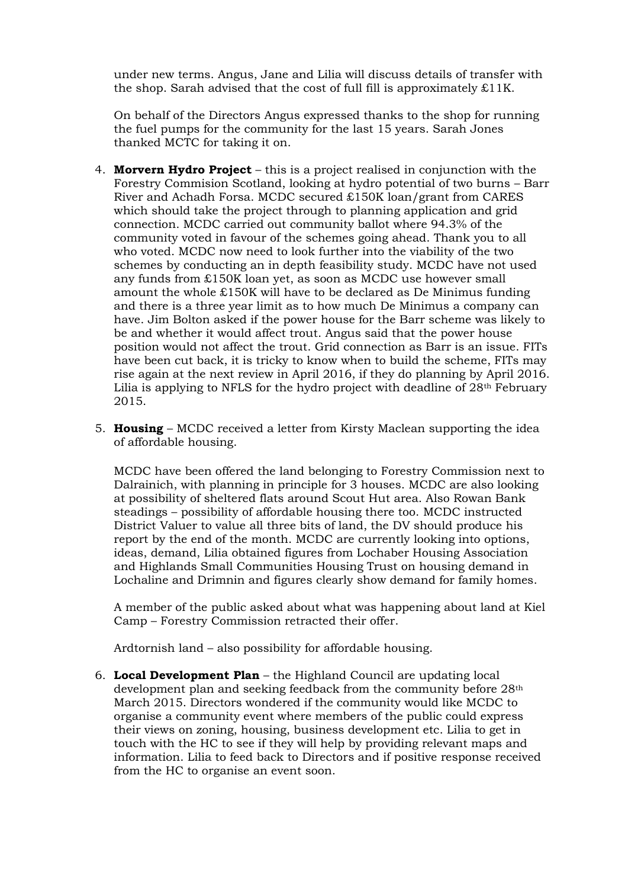under new terms. Angus, Jane and Lilia will discuss details of transfer with the shop. Sarah advised that the cost of full fill is approximately £11K.

On behalf of the Directors Angus expressed thanks to the shop for running the fuel pumps for the community for the last 15 years. Sarah Jones thanked MCTC for taking it on.

4. **Morvern Hydro Project** – this is a project realised in conjunction with the Forestry Commision Scotland, looking at hydro potential of two burns – Barr River and Achadh Forsa. MCDC secured £150K loan/grant from CARES which should take the project through to planning application and grid connection. MCDC carried out community ballot where 94.3% of the community voted in favour of the schemes going ahead. Thank you to all who voted. MCDC now need to look further into the viability of the two schemes by conducting an in depth feasibility study. MCDC have not used any funds from £150K loan yet, as soon as MCDC use however small amount the whole £150K will have to be declared as De Minimus funding and there is a three year limit as to how much De Minimus a company can have. Jim Bolton asked if the power house for the Barr scheme was likely to be and whether it would affect trout. Angus said that the power house position would not affect the trout. Grid connection as Barr is an issue. FITs have been cut back, it is tricky to know when to build the scheme, FITs may rise again at the next review in April 2016, if they do planning by April 2016. Lilia is applying to NFLS for the hydro project with deadline of 28th February 2015.

5. **Housing** – MCDC received a letter from Kirsty Maclean supporting the idea of affordable housing.

   MCDC have been offered the land belonging to Forestry Commission next to Dalrainich, with planning in principle for 3 houses. MCDC are also looking at possibility of sheltered flats around Scout Hut area. Also Rowan Bank steadings – possibility of affordable housing there too. MCDC instructed District Valuer to value all three bits of land, the DV should produce his report by the end of the month. MCDC are currently looking into options, ideas, demand, Lilia obtained figures from Lochaber Housing Association and Highlands Small Communities Housing Trust on housing demand in Lochaline and Drimnin and figures clearly show demand for family homes.

   A member of the public asked about what was happening about land at Kiel Camp – Forestry Commission retracted their offer.

   Ardtornish land – also possibility for affordable housing.

6. **Local Development Plan** – the Highland Council are updating local development plan and seeking feedback from the community before 28th March 2015. Directors wondered if the community would like MCDC to organise a community event where members of the public could express their views on zoning, housing, business development etc. Lilia to get in touch with the HC to see if they will help by providing relevant maps and information. Lilia to feed back to Directors and if positive response received from the HC to organise an event soon.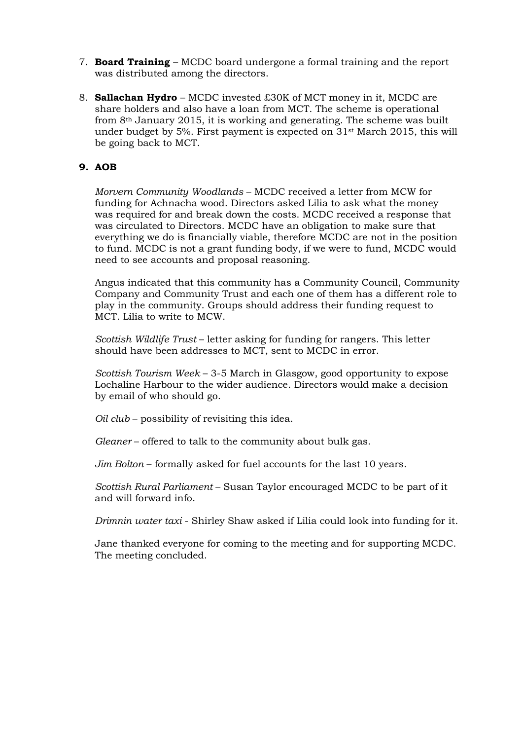7. **Board Training** – MCDC board undergone a formal training and the report was distributed among the directors.

8. **Sallachan Hydro** – MCDC invested £30K of MCT money in it, MCDC are share holders and also have a loan from MCT. The scheme is operational from 8th January 2015, it is working and generating. The scheme was built under budget by 5%. First payment is expected on 31st March 2015, this will be going back to MCT.

9. **AOB**

   *Morvern Community Woodlands* – MCDC received a letter from MCW for funding for Achnacha wood. Directors asked Lilia to ask what the money was required for and break down the costs. MCDC received a response that was circulated to Directors. MCDC have an obligation to make sure that everything we do is financially viable, therefore MCDC are not in the position to fund. MCDC is not a grant funding body, if we were to fund, MCDC would need to see accounts and proposal reasoning.

   Angus indicated that this community has a Community Council, Community Company and Community Trust and each one of them has a different role to play in the community. Groups should address their funding request to MCT. Lilia to write to MCW.

   *Scottish Wildlife Trust* – letter asking for funding for rangers. This letter should have been addresses to MCT, sent to MCDC in error.

   *Scottish Tourism Week* – 3-5 March in Glasgow, good opportunity to expose Lochaline Harbour to the wider audience. Directors would make a decision by email of who should go.

   *Oil club* – possibility of revisiting this idea.

   *Gleaner* – offered to talk to the community about bulk gas.

   *Jim Bolton* – formally asked for fuel accounts for the last 10 years.

   *Scottish Rural Parliament* – Susan Taylor encouraged MCDC to be part of it and will forward info.

   *Drimnin water taxi* - Shirley Shaw asked if Lilia could look into funding for it.

   Jane thanked everyone for coming to the meeting and for supporting MCDC. The meeting concluded.